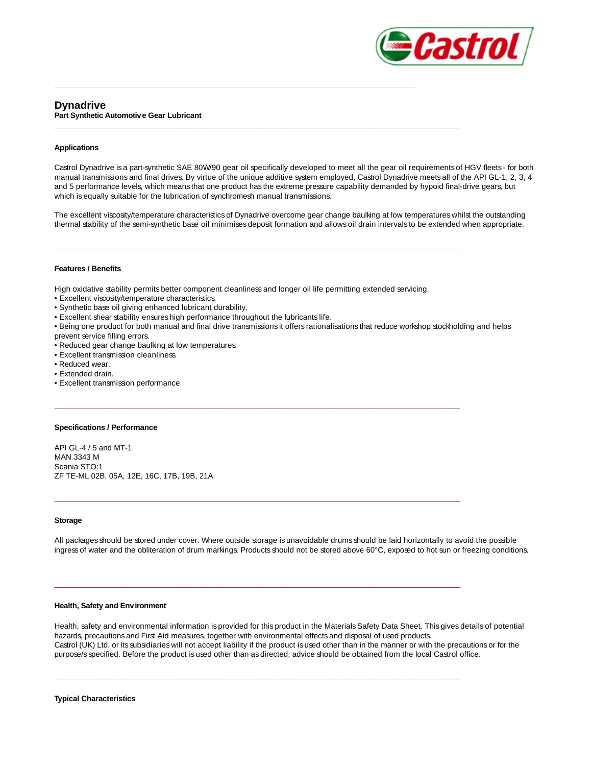# Dynadrive

**Part Synthetic Automotive Gear Lubricant**

### Applications

Castrol Dynadrive is a part-synthetic SAE 80W/90 gear oil specifically developed to meet all the gear oil requirements of HGV fleets - for both manual transmissions and final drives. By virtue of the unique additive system employed, Castrol Dynadrive meets all of the API GL-1, 2, 3, 4 and 5 performance levels, which means that one product has the extreme pressure capability demanded by hypoid final-drive gears, but which is equally suitable for the lubrication of synchromesh manual transmissions.

The excellent viscosity/temperature characteristics of Dynadrive overcome gear change baulking at low temperatures whilst the outstanding thermal stability of the semi-synthetic base oil minimises deposit formation and allows oil drain intervals to be extended when appropriate.

### Features / Benefits

High oxidative stability permits better component cleanliness and longer oil life permitting extended servicing.

- Excellent viscosity/temperature characteristics.
- Synthetic base oil giving enhanced lubricant durability.
- Excellent shear stability ensures high performance throughout the lubricants life.
- Being one product for both manual and final drive transmissions it offers rationalisations that reduce workshop stockholding and helps prevent service filling errors.
- Reduced gear change baulking at low temperatures.
- Excellent transmission cleanliness.
- Reduced wear.
- Extended drain.
- Excellent transmission performance

### Specifications / Performance

API GL-4 / 5 and MT-1
MAN 3343 M
Scania STO:1
ZF TE-ML 02B, 05A, 12E, 16C, 17B, 19B, 21A

### Storage

All packages should be stored under cover. Where outside storage is unavoidable drums should be laid horizontally to avoid the possible ingress of water and the obliteration of drum markings. Products should not be stored above 60°C, exposed to hot sun or freezing conditions.

### Health, Safety and Environment

Health, safety and environmental information is provided for this product in the Materials Safety Data Sheet. This gives details of potential hazards, precautions and First Aid measures, together with environmental effects and disposal of used products.
Castrol (UK) Ltd. or its subsidiaries will not accept liability if the product is used other than in the manner or with the precautions or for the purpose/s specified. Before the product is used other than as directed, advice should be obtained from the local Castrol office.

### Typical Characteristics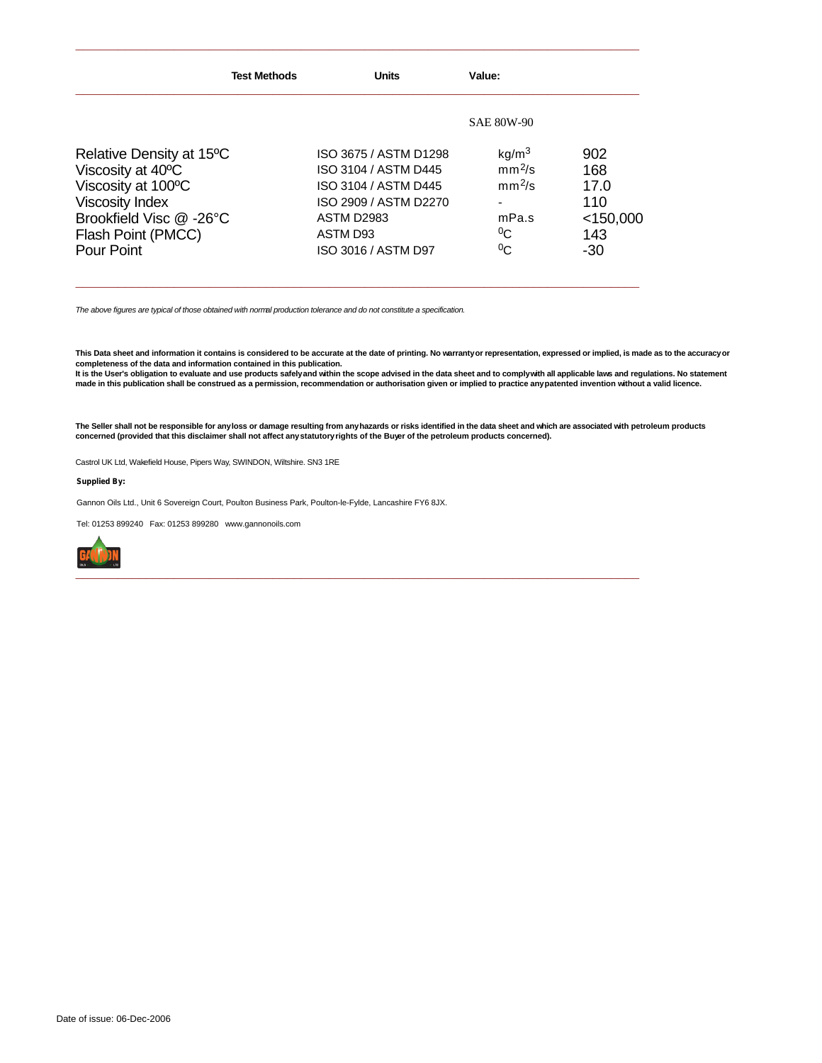| | Test Methods | Units | Value: |
|---|---|---|---|
| | | | SAE 80W-90 |
| Relative Density at 15ºC | ISO 3675 / ASTM D1298 | $kg/m^3$ | 902 |
| Viscosity at 40ºC | ISO 3104 / ASTM D445 | $mm^2/s$ | 168 |
| Viscosity at 100ºC | ISO 3104 / ASTM D445 | $mm^2/s$ | 17.0 |
| Viscosity Index | ISO 2909 / ASTM D2270 | - | 110 |
| Brookfield Visc @ -26°C | ASTM D2983 | mPa.s | <150,000 |
| Flash Point (PMCC) | ASTM D93 | $^0C$ | 143 |
| Pour Point | ISO 3016 / ASTM D97 | $^0C$ | -30 |

*The above figures are typical of those obtained with normal production tolerance and do not constitute a specification.*

**This Data sheet and information it contains is considered to be accurate at the date of printing. No warranty or representation, expressed or implied, is made as to the accuracy or completeness of the data and information contained in this publication.**
**It is the User's obligation to evaluate and use products safely and within the scope advised in the data sheet and to comply with all applicable laws and regulations. No statement made in this publication shall be construed as a permission, recommendation or authorisation given or implied to practice any patented invention without a valid licence.**

**The Seller shall not be responsible for any loss or damage resulting from any hazards or risks identified in the data sheet and which are associated with petroleum products concerned (provided that this disclaimer shall not affect any statutory rights of the Buyer of the petroleum products concerned).**

Castrol UK Ltd, Wakefield House, Pipers Way, SWINDON, Wiltshire. SN3 1RE

**Supplied By:**

Gannon Oils Ltd., Unit 6 Sovereign Court, Poulton Business Park, Poulton-le-Fylde, Lancashire FY6 8JX.

Tel: 01253 899240 Fax: 01253 899280 www.gannonoils.com

Date of issue: 06-Dec-2006